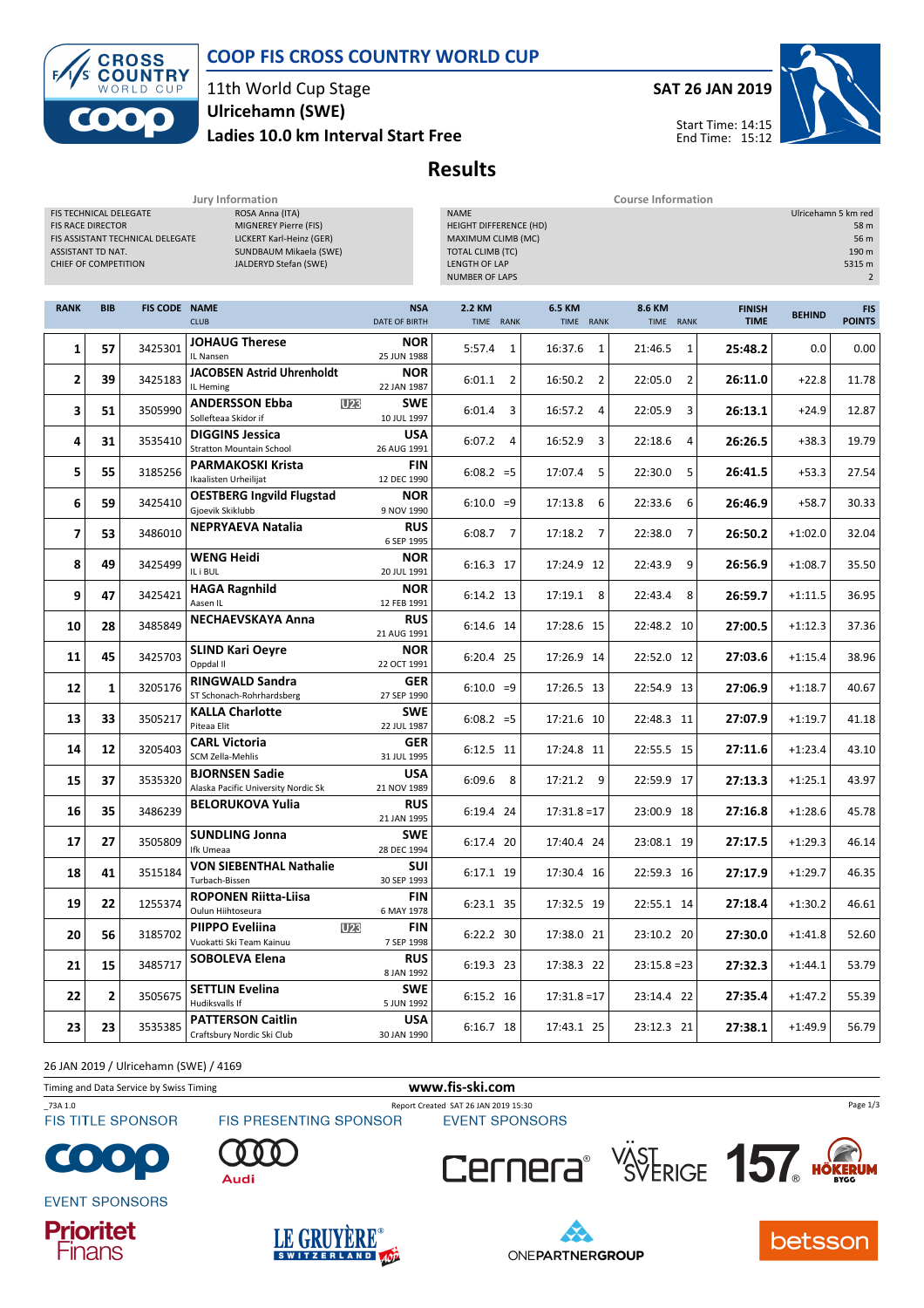# COOP FIS CROSS COUNTRY WORLD CUP

11th World Cup Stage
Ulricehamn (SWE)
Ladies 10.0 km Interval Start Free

SAT 26 JAN 2019

Start Time: 14:15
End Time: 15:12

## Results

**Jury Information**

| | |
|---|---|
| FIS TECHNICAL DELEGATE | ROSA Anna (ITA) |
| FIS RACE DIRECTOR | MIGNEREY Pierre (FIS) |
| FIS ASSISTANT TECHNICAL DELEGATE | LICKERT Karl-Heinz (GER) |
| ASSISTANT TD NAT. | SUNDBAUM Mikaela (SWE) |
| CHIEF OF COMPETITION | JALDERYD Stefan (SWE) |

**Course Information**

| | |
|---|---|
| NAME | Ulricehamn 5 km red |
| HEIGHT DIFFERENCE (HD) | 58 m |
| MAXIMUM CLIMB (MC) | 56 m |
| TOTAL CLIMB (TC) | 190 m |
| LENGTH OF LAP | 5315 m |
| NUMBER OF LAPS | 2 |

| RANK | BIB | FIS CODE | NAME / CLUB | NSA / DATE OF BIRTH | 2.2 KM TIME | RANK | 6.5 KM TIME | RANK | 8.6 KM TIME | RANK | FINISH TIME | BEHIND | FIS POINTS |
|---|---|---|---|---|---|---|---|---|---|---|---|---|---|
| 1 | 57 | 3425301 | **JOHAUG Therese** IL Nansen | NOR 25 JUN 1988 | 5:57.4 | 1 | 16:37.6 | 1 | 21:46.5 | 1 | **25:48.2** | 0.0 | 0.00 |
| 2 | 39 | 3425183 | **JACOBSEN Astrid Uhrenholdt** IL Heming | NOR 22 JAN 1987 | 6:01.1 | 2 | 16:50.2 | 2 | 22:05.0 | 2 | **26:11.0** | +22.8 | 11.78 |
| 3 | 51 | 3505990 | **ANDERSSON Ebba** U23 Sollefteaa Skidor if | SWE 10 JUL 1997 | 6:01.4 | 3 | 16:57.2 | 4 | 22:05.9 | 3 | **26:13.1** | +24.9 | 12.87 |
| 4 | 31 | 3535410 | **DIGGINS Jessica** Stratton Mountain School | USA 26 AUG 1991 | 6:07.2 | 4 | 16:52.9 | 3 | 22:18.6 | 4 | **26:26.5** | +38.3 | 19.79 |
| 5 | 55 | 3185256 | **PARMAKOSKI Krista** Ikaalisten Urheilijat | FIN 12 DEC 1990 | 6:08.2 | =5 | 17:07.4 | 5 | 22:30.0 | 5 | **26:41.5** | +53.3 | 27.54 |
| 6 | 59 | 3425410 | **OESTBERG Ingvild Flugstad** Gjoevik Skiklubb | NOR 9 NOV 1990 | 6:10.0 | =9 | 17:13.8 | 6 | 22:33.6 | 6 | **26:46.9** | +58.7 | 30.33 |
| 7 | 53 | 3486010 | **NEPRYAEVA Natalia** | RUS 6 SEP 1995 | 6:08.7 | 7 | 17:18.2 | 7 | 22:38.0 | 7 | **26:50.2** | +1:02.0 | 32.04 |
| 8 | 49 | 3425499 | **WENG Heidi** IL i BUL | NOR 20 JUL 1991 | 6:16.3 | 17 | 17:24.9 | 12 | 22:43.9 | 9 | **26:56.9** | +1:08.7 | 35.50 |
| 9 | 47 | 3425421 | **HAGA Ragnhild** Aasen IL | NOR 12 FEB 1991 | 6:14.2 | 13 | 17:19.1 | 8 | 22:43.4 | 8 | **26:59.7** | +1:11.5 | 36.95 |
| 10 | 28 | 3485849 | **NECHAEVSKAYA Anna** | RUS 21 AUG 1991 | 6:14.6 | 14 | 17:28.6 | 15 | 22:48.2 | 10 | **27:00.5** | +1:12.3 | 37.36 |
| 11 | 45 | 3425703 | **SLIND Kari Oeyre** Oppdal Il | NOR 22 OCT 1991 | 6:20.4 | 25 | 17:26.9 | 14 | 22:52.0 | 12 | **27:03.6** | +1:15.4 | 38.96 |
| 12 | 1 | 3205176 | **RINGWALD Sandra** ST Schonach-Rohrhardsberg | GER 27 SEP 1990 | 6:10.0 | =9 | 17:26.5 | 13 | 22:54.9 | 13 | **27:06.9** | +1:18.7 | 40.67 |
| 13 | 33 | 3505217 | **KALLA Charlotte** Piteaa Elit | SWE 22 JUL 1987 | 6:08.2 | =5 | 17:21.6 | 10 | 22:48.3 | 11 | **27:07.9** | +1:19.7 | 41.18 |
| 14 | 12 | 3205403 | **CARL Victoria** SCM Zella-Mehlis | GER 31 JUL 1995 | 6:12.5 | 11 | 17:24.8 | 11 | 22:55.5 | 15 | **27:11.6** | +1:23.4 | 43.10 |
| 15 | 37 | 3535320 | **BJORNSEN Sadie** Alaska Pacific University Nordic Sk | USA 21 NOV 1989 | 6:09.6 | 8 | 17:21.2 | 9 | 22:59.9 | 17 | **27:13.3** | +1:25.1 | 43.97 |
| 16 | 35 | 3486239 | **BELORUKOVA Yulia** | RUS 21 JAN 1995 | 6:19.4 | 24 | 17:31.8 | =17 | 23:00.9 | 18 | **27:16.8** | +1:28.6 | 45.78 |
| 17 | 27 | 3505809 | **SUNDLING Jonna** Ifk Umeaa | SWE 28 DEC 1994 | 6:17.4 | 20 | 17:40.4 | 24 | 23:08.1 | 19 | **27:17.5** | +1:29.3 | 46.14 |
| 18 | 41 | 3515184 | **VON SIEBENTHAL Nathalie** Turbach-Bissen | SUI 30 SEP 1993 | 6:17.1 | 19 | 17:30.4 | 16 | 22:59.3 | 16 | **27:17.9** | +1:29.7 | 46.35 |
| 19 | 22 | 1255374 | **ROPONEN Riitta-Liisa** Oulun Hiihtoseura | FIN 6 MAY 1978 | 6:23.1 | 35 | 17:32.5 | 19 | 22:55.1 | 14 | **27:18.4** | +1:30.2 | 46.61 |
| 20 | 56 | 3185702 | **PIIPPO Eveliina** U23 Vuokatti Ski Team Kainuu | FIN 7 SEP 1998 | 6:22.2 | 30 | 17:38.0 | 21 | 23:10.2 | 20 | **27:30.0** | +1:41.8 | 52.60 |
| 21 | 15 | 3485717 | **SOBOLEVA Elena** | RUS 8 JAN 1992 | 6:19.3 | 23 | 17:38.3 | 22 | 23:15.8 | =23 | **27:32.3** | +1:44.1 | 53.79 |
| 22 | 2 | 3505675 | **SETTLIN Evelina** Hudiksvalls If | SWE 5 JUN 1992 | 6:15.2 | 16 | 17:31.8 | =17 | 23:14.4 | 22 | **27:35.4** | +1:47.2 | 55.39 |
| 23 | 23 | 3535385 | **PATTERSON Caitlin** Craftsbury Nordic Ski Club | USA 30 JAN 1990 | 6:16.7 | 18 | 17:43.1 | 25 | 23:12.3 | 21 | **27:38.1** | +1:49.9 | 56.79 |

26 JAN 2019 / Ulricehamn (SWE) / 4169

Timing and Data Service by Swiss Timing — www.fis-ski.com

_73A 1.0 — Report Created SAT 26 JAN 2019 15:30

FIS TITLE SPONSOR — FIS PRESENTING SPONSOR — EVENT SPONSORS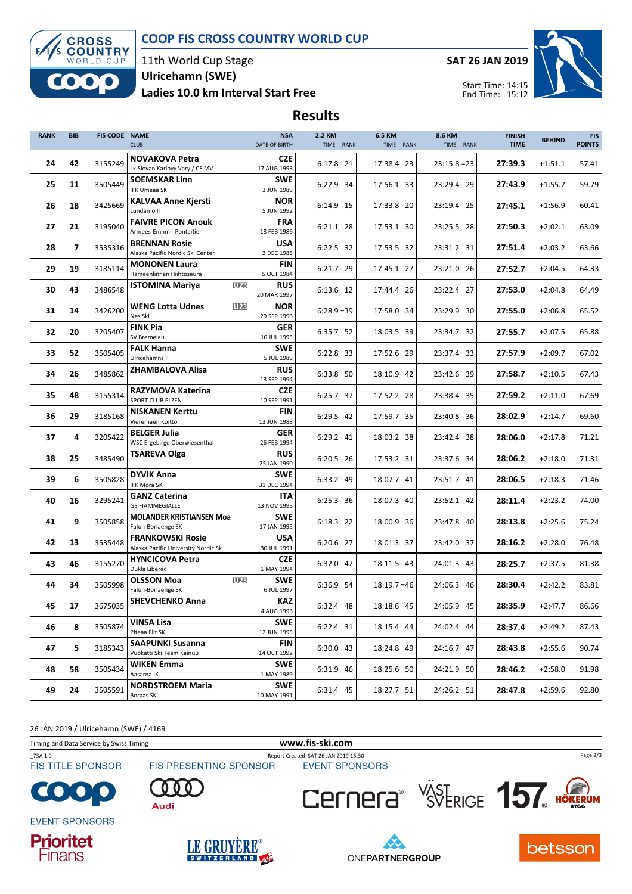# COOP FIS CROSS COUNTRY WORLD CUP

11th World Cup Stage
**Ulricehamn (SWE)**
**Ladies 10.0 km Interval Start Free**

**SAT 26 JAN 2019**

Start Time: 14:15
End Time: 15:12

## Results

| RANK | BIB | FIS CODE | NAME / CLUB | NSA / DATE OF BIRTH | 2.2 KM TIME RANK | 6.5 KM TIME RANK | 8.6 KM TIME RANK | FINISH TIME | BEHIND | FIS POINTS |
|---|---|---|---|---|---|---|---|---|---|---|
| 24 | 42 | 3155249 | **NOVAKOVA Petra** Lk Slovan Karlovy Vary / CS MV | **CZE** 17 AUG 1993 | 6:17.8 21 | 17:38.4 23 | 23:15.8 =23 | **27:39.3** | +1:51.1 | 57.41 |
| 25 | 11 | 3505449 | **SOEMSKAR Linn** IFK Umeaa SK | **SWE** 3 JUN 1989 | 6:22.9 34 | 17:56.1 33 | 23:29.4 29 | **27:43.9** | +1:55.7 | 59.79 |
| 26 | 18 | 3425669 | **KALVAA Anne Kjersti** Lundamo Il | **NOR** 5 JUN 1992 | 6:14.9 15 | 17:33.8 20 | 23:19.4 25 | **27:45.1** | +1:56.9 | 60.41 |
| 27 | 21 | 3195040 | **FAIVRE PICON Anouk** Armees-Emhm - Pontarlier | **FRA** 18 FEB 1986 | 6:21.1 28 | 17:53.1 30 | 23:25.5 28 | **27:50.3** | +2:02.1 | 63.09 |
| 28 | 7 | 3535316 | **BRENNAN Rosie** Alaska Pacific Nordic Ski Center | **USA** 2 DEC 1988 | 6:22.5 32 | 17:53.5 32 | 23:31.2 31 | **27:51.4** | +2:03.2 | 63.66 |
| 29 | 19 | 3185114 | **MONONEN Laura** Hameenlinnan Hiihtoseura | **FIN** 5 OCT 1984 | 6:21.7 29 | 17:45.1 27 | 23:21.0 26 | **27:52.7** | +2:04.5 | 64.33 |
| 30 | 43 | 3486548 | **ISTOMINA Mariya** U23 | **RUS** 20 MAR 1997 | 6:13.6 12 | 17:44.4 26 | 23:22.4 27 | **27:53.0** | +2:04.8 | 64.49 |
| 31 | 14 | 3426200 | **WENG Lotta Udnes** U23 Nes Ski | **NOR** 29 SEP 1996 | 6:28.9 =39 | 17:58.0 34 | 23:29.9 30 | **27:55.0** | +2:06.8 | 65.52 |
| 32 | 20 | 3205407 | **FINK Pia** SV Bremelau | **GER** 10 JUL 1995 | 6:35.7 52 | 18:03.5 39 | 23:34.7 32 | **27:55.7** | +2:07.5 | 65.88 |
| 33 | 52 | 3505405 | **FALK Hanna** Ulricehamns IF | **SWE** 5 JUL 1989 | 6:22.8 33 | 17:52.6 29 | 23:37.4 33 | **27:57.9** | +2:09.7 | 67.02 |
| 34 | 26 | 3485862 | **ZHAMBALOVA Alisa** | **RUS** 13 SEP 1994 | 6:33.8 50 | 18:10.9 42 | 23:42.6 39 | **27:58.7** | +2:10.5 | 67.43 |
| 35 | 48 | 3155314 | **RAZYMOVA Katerina** SPORT CLUB PLZEN | **CZE** 10 SEP 1991 | 6:25.7 37 | 17:52.2 28 | 23:38.4 35 | **27:59.2** | +2:11.0 | 67.69 |
| 36 | 29 | 3185168 | **NISKANEN Kerttu** Vieremaen Koitto | **FIN** 13 JUN 1988 | 6:29.5 42 | 17:59.7 35 | 23:40.8 36 | **28:02.9** | +2:14.7 | 69.60 |
| 37 | 4 | 3205422 | **BELGER Julia** WSC Ergebirge Oberwiesenthal | **GER** 26 FEB 1994 | 6:29.2 41 | 18:03.2 38 | 23:42.4 38 | **28:06.0** | +2:17.8 | 71.21 |
| 38 | 25 | 3485490 | **TSAREVA Olga** | **RUS** 25 JAN 1990 | 6:20.5 26 | 17:53.2 31 | 23:37.6 34 | **28:06.2** | +2:18.0 | 71.31 |
| 39 | 6 | 3505828 | **DYVIK Anna** IFK Mora SK | **SWE** 31 DEC 1994 | 6:33.2 49 | 18:07.7 41 | 23:51.7 41 | **28:06.5** | +2:18.3 | 71.46 |
| 40 | 16 | 3295241 | **GANZ Caterina** GS FIAMMEGIALLE | **ITA** 13 NOV 1995 | 6:25.3 36 | 18:07.3 40 | 23:52.1 42 | **28:11.4** | +2:23.2 | 74.00 |
| 41 | 9 | 3505858 | **MOLANDER KRISTIANSEN Moa** Falun-Borlaenge SK | **SWE** 17 JAN 1995 | 6:18.3 22 | 18:00.9 36 | 23:47.8 40 | **28:13.8** | +2:25.6 | 75.24 |
| 42 | 13 | 3535448 | **FRANKOWSKI Rosie** Alaska Pacific University Nordic Sk | **USA** 30 JUL 1991 | 6:20.6 27 | 18:01.3 37 | 23:42.0 37 | **28:16.2** | +2:28.0 | 76.48 |
| 43 | 46 | 3155270 | **HYNCICOVA Petra** Dukla Liberec | **CZE** 1 MAY 1994 | 6:32.0 47 | 18:11.5 43 | 24:01.3 43 | **28:25.7** | +2:37.5 | 81.38 |
| 44 | 34 | 3505998 | **OLSSON Moa** U23 Falun-Borlaenge SK | **SWE** 6 JUL 1997 | 6:36.9 54 | 18:19.7 =46 | 24:06.3 46 | **28:30.4** | +2:42.2 | 83.81 |
| 45 | 17 | 3675035 | **SHEVCHENKO Anna** | **KAZ** 4 AUG 1993 | 6:32.4 48 | 18:18.6 45 | 24:05.9 45 | **28:35.9** | +2:47.7 | 86.66 |
| 46 | 8 | 3505874 | **VINSA Lisa** Piteaa Elit SK | **SWE** 12 JUN 1995 | 6:22.4 31 | 18:15.4 44 | 24:02.4 44 | **28:37.4** | +2:49.2 | 87.43 |
| 47 | 5 | 3185343 | **SAAPUNKI Susanna** Vuokatti Ski Team Kainuu | **FIN** 14 OCT 1992 | 6:30.0 43 | 18:24.8 49 | 24:16.7 47 | **28:43.8** | +2:55.6 | 90.74 |
| 48 | 58 | 3505434 | **WIKEN Emma** Aasarna IK | **SWE** 1 MAY 1989 | 6:31.9 46 | 18:25.6 50 | 24:21.9 50 | **28:46.2** | +2:58.0 | 91.98 |
| 49 | 24 | 3505591 | **NORDSTROEM Maria** Boraas SK | **SWE** 10 MAY 1991 | 6:31.4 45 | 18:27.7 51 | 24:26.2 51 | **28:47.8** | +2:59.6 | 92.80 |

26 JAN 2019 / Ulricehamn (SWE) / 4169

Timing and Data Service by Swiss Timing — www.fis-ski.com

_73A 1.0 — Report Created SAT 26 JAN 2019 15:30

FIS TITLE SPONSOR — FIS PRESENTING SPONSOR — EVENT SPONSORS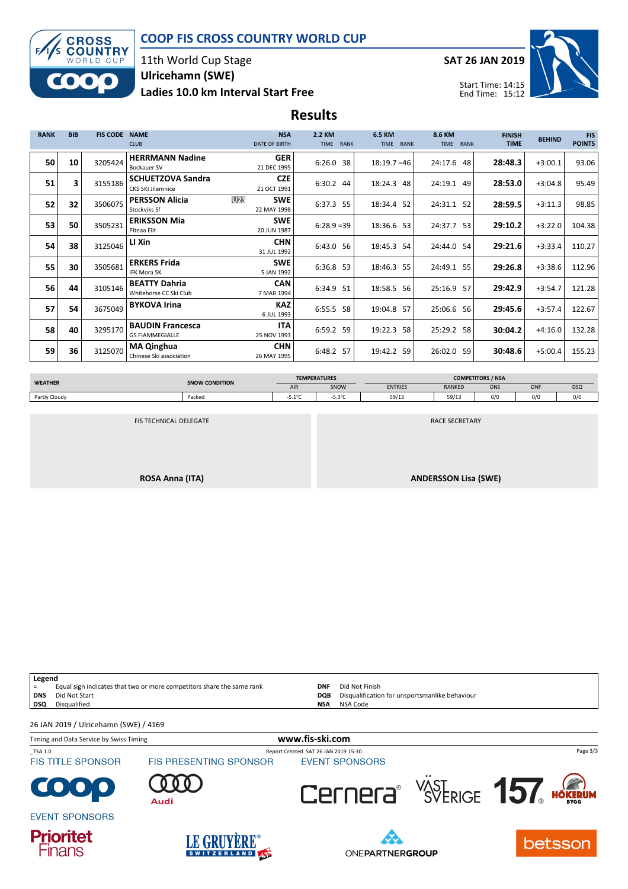# COOP FIS CROSS COUNTRY WORLD CUP

11th World Cup Stage
**Ulricehamn (SWE)**
**Ladies 10.0 km Interval Start Free**

**SAT 26 JAN 2019**

Start Time: 14:15
End Time: 15:12

## Results

| RANK | BIB | FIS CODE | NAME / CLUB | NSA / DATE OF BIRTH | 2.2 KM TIME | RANK | 6.5 KM TIME | RANK | 8.6 KM TIME | RANK | FINISH TIME | BEHIND | FIS POINTS |
|---|---|---|---|---|---|---|---|---|---|---|---|---|---|
| 50 | 10 | 3205424 | **HERRMANN Nadine** Bockauer SV | **GER** 21 DEC 1995 | 6:26.0 | 38 | 18:19.7 | =46 | 24:17.6 | 48 | **28:48.3** | +3:00.1 | 93.06 |
| 51 | 3 | 3155186 | **SCHUETZOVA Sandra** CKS SKI Jilemnice | **CZE** 21 OCT 1991 | 6:30.2 | 44 | 18:24.3 | 48 | 24:19.1 | 49 | **28:53.0** | +3:04.8 | 95.49 |
| 52 | 32 | 3506075 | **PERSSON Alicia** U23 Stockviks Sf | **SWE** 22 MAY 1998 | 6:37.3 | 55 | 18:34.4 | 52 | 24:31.1 | 52 | **28:59.5** | +3:11.3 | 98.85 |
| 53 | 50 | 3505231 | **ERIKSSON Mia** Piteaa Elit | **SWE** 20 JUN 1987 | 6:28.9 | =39 | 18:36.6 | 53 | 24:37.7 | 53 | **29:10.2** | +3:22.0 | 104.38 |
| 54 | 38 | 3125046 | **LI Xin** | **CHN** 31 JUL 1992 | 6:43.0 | 56 | 18:45.3 | 54 | 24:44.0 | 54 | **29:21.6** | +3:33.4 | 110.27 |
| 55 | 30 | 3505681 | **ERKERS Frida** IFK Mora SK | **SWE** 5 JAN 1992 | 6:36.8 | 53 | 18:46.3 | 55 | 24:49.1 | 55 | **29:26.8** | +3:38.6 | 112.96 |
| 56 | 44 | 3105146 | **BEATTY Dahria** Whitehorse CC Ski Club | **CAN** 7 MAR 1994 | 6:34.9 | 51 | 18:58.5 | 56 | 25:16.9 | 57 | **29:42.9** | +3:54.7 | 121.28 |
| 57 | 54 | 3675049 | **BYKOVA Irina** | **KAZ** 6 JUL 1993 | 6:55.5 | 58 | 19:04.8 | 57 | 25:06.6 | 56 | **29:45.6** | +3:57.4 | 122.67 |
| 58 | 40 | 3295170 | **BAUDIN Francesca** GS FIAMMEGIALLE | **ITA** 25 NOV 1993 | 6:59.2 | 59 | 19:22.3 | 58 | 25:29.2 | 58 | **30:04.2** | +4:16.0 | 132.28 |
| 59 | 36 | 3125070 | **MA Qinghua** Chinese Ski association | **CHN** 26 MAY 1995 | 6:48.2 | 57 | 19:42.2 | 59 | 26:02.0 | 59 | **30:48.6** | +5:00.4 | 155.23 |

| WEATHER | SNOW CONDITION | TEMPERATURES | | COMPETITORS / NSA | | | | |
|---|---|---|---|---|---|---|---|---|
| | | AIR | SNOW | ENTRIES | RANKED | DNS | DNF | DSQ |
| Partly Cloudy | Packed | -5.1°C | -5.3°C | 59/13 | 59/13 | 0/0 | 0/0 | 0/0 |

| FIS TECHNICAL DELEGATE | RACE SECRETARY |
|---|---|
| **ROSA Anna (ITA)** | **ANDERSSON Lisa (SWE)** |

**Legend**

- **=** Equal sign indicates that two or more competitors share the same rank
- **DNS** Did Not Start
- **DSQ** Disqualified
- **DNF** Did Not Finish
- **DQB** Disqualification for unsportsmanlike behaviour
- **NSA** NSA Code

26 JAN 2019 / Ulricehamn (SWE) / 4169

Timing and Data Service by Swiss Timing — www.fis-ski.com

_73A 1.0 — Report Created SAT 26 JAN 2019 15:30

FIS TITLE SPONSOR: COOP — FIS PRESENTING SPONSOR: Audi — EVENT SPONSORS: Cernera, Västsverige, 157, Hökerum Bygg, Prioritet Finans, Le Gruyère Switzerland AOP, OnePartnerGroup, betsson